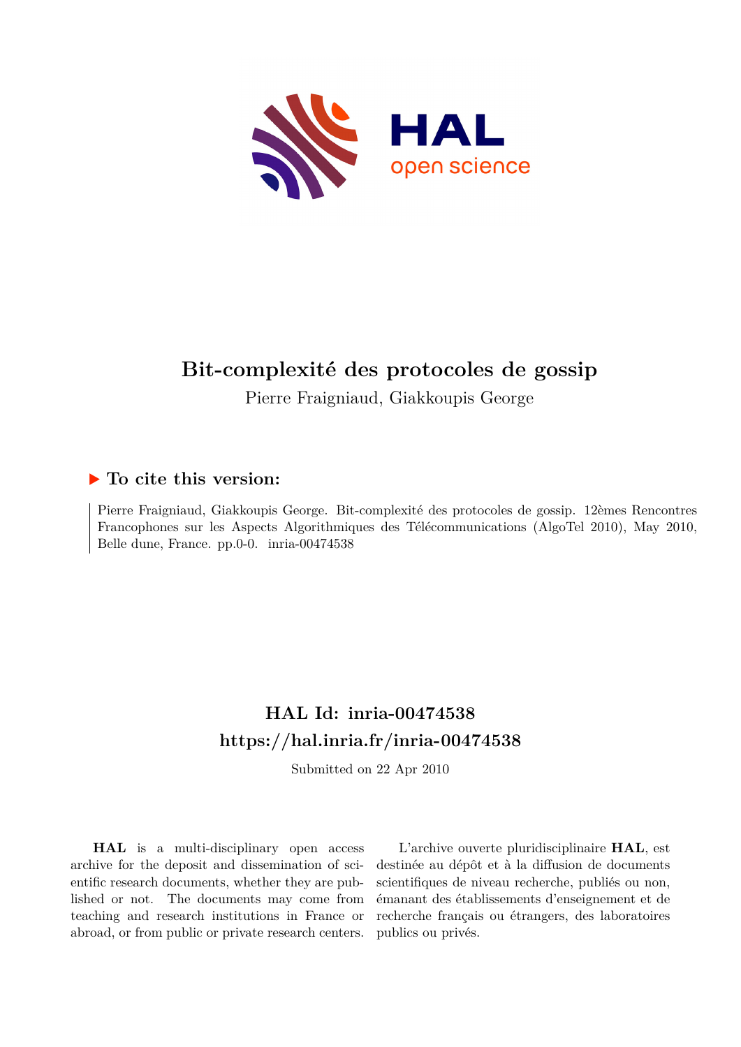# Bit-complexité des protocoles de gossip

Pierre Fraigniaud, Giakkoupis George

## ▶ To cite this version:

Pierre Fraigniaud, Giakkoupis George. Bit-complexité des protocoles de gossip. 12èmes Rencontres Francophones sur les Aspects Algorithmiques des Télécommunications (AlgoTel 2010), May 2010, Belle dune, France. pp.0-0. inria-00474538

## HAL Id: inria-00474538

## https://hal.inria.fr/inria-00474538

Submitted on 22 Apr 2010

**HAL** is a multi-disciplinary open access archive for the deposit and dissemination of scientific research documents, whether they are published or not. The documents may come from teaching and research institutions in France or abroad, or from public or private research centers.

L'archive ouverte pluridisciplinaire **HAL**, est destinée au dépôt et à la diffusion de documents scientifiques de niveau recherche, publiés ou non, émanant des établissements d'enseignement et de recherche français ou étrangers, des laboratoires publics ou privés.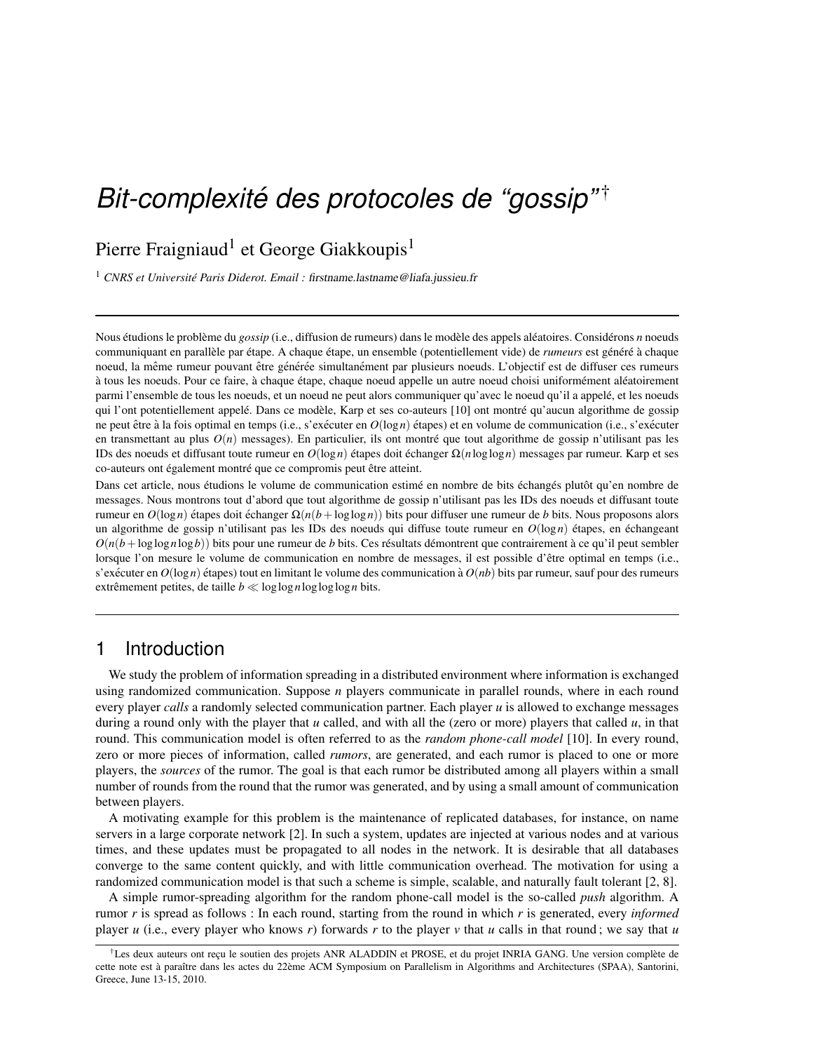# Bit-complexité des protocoles de "gossip"†

Pierre Fraigniaud[1] et George Giakkoupis[1]

[1] *CNRS et Université Paris Diderot. Email : firstname.lastname@liafa.jussieu.fr*

---

Nous étudions le problème du *gossip* (i.e., diffusion de rumeurs) dans le modèle des appels aléatoires. Considérons $n$ noeuds communiquant en parallèle par étape. A chaque étape, un ensemble (potentiellement vide) de *rumeurs* est généré à chaque noeud, la même rumeur pouvant être générée simultanément par plusieurs noeuds. L'objectif est de diffuser ces rumeurs à tous les noeuds. Pour ce faire, à chaque étape, chaque noeud appelle un autre noeud choisi uniformément aléatoirement parmi l'ensemble de tous les noeuds, et un noeud ne peut alors communiquer qu'avec le noeud qu'il a appelé, et les noeuds qui l'ont potentiellement appelé. Dans ce modèle, Karp et ses co-auteurs [10] ont montré qu'aucun algorithme de gossip ne peut être à la fois optimal en temps (i.e., s'exécuter en $O(\log n)$ étapes) et en volume de communication (i.e., s'exécuter en transmettant au plus $O(n)$ messages). En particulier, ils ont montré que tout algorithme de gossip n'utilisant pas les IDs des noeuds et diffusant toute rumeur en $O(\log n)$ étapes doit échanger $\Omega(n \log \log n)$ messages par rumeur. Karp et ses co-auteurs ont également montré que ce compromis peut être atteint.

Dans cet article, nous étudions le volume de communication estimé en nombre de bits échangés plutôt qu'en nombre de messages. Nous montrons tout d'abord que tout algorithme de gossip n'utilisant pas les IDs des noeuds et diffusant toute rumeur en $O(\log n)$ étapes doit échanger $\Omega(n(b + \log \log n))$ bits pour diffuser une rumeur de $b$ bits. Nous proposons alors un algorithme de gossip n'utilisant pas les IDs des noeuds qui diffuse toute rumeur en $O(\log n)$ étapes, en échangeant $O(n(b + \log \log n \log b))$ bits pour une rumeur de $b$ bits. Ces résultats démontrent que contrairement à ce qu'il peut sembler lorsque l'on mesure le volume de communication en nombre de messages, il est possible d'être optimal en temps (i.e., s'exécuter en $O(\log n)$ étapes) tout en limitant le volume des communication à $O(nb)$ bits par rumeur, sauf pour des rumeurs extrêmement petites, de taille $b \ll \log \log n \log \log \log n$ bits.

---

## 1 Introduction

We study the problem of information spreading in a distributed environment where information is exchanged using randomized communication. Suppose $n$ players communicate in parallel rounds, where in each round every player *calls* a randomly selected communication partner. Each player $u$ is allowed to exchange messages during a round only with the player that $u$ called, and with all the (zero or more) players that called $u$, in that round. This communication model is often referred to as the *random phone-call model* [10]. In every round, zero or more pieces of information, called *rumors*, are generated, and each rumor is placed to one or more players, the *sources* of the rumor. The goal is that each rumor be distributed among all players within a small number of rounds from the round that the rumor was generated, and by using a small amount of communication between players.

A motivating example for this problem is the maintenance of replicated databases, for instance, on name servers in a large corporate network [2]. In such a system, updates are injected at various nodes and at various times, and these updates must be propagated to all nodes in the network. It is desirable that all databases converge to the same content quickly, and with little communication overhead. The motivation for using a randomized communication model is that such a scheme is simple, scalable, and naturally fault tolerant [2, 8].

A simple rumor-spreading algorithm for the random phone-call model is the so-called *push* algorithm. A rumor $r$ is spread as follows : In each round, starting from the round in which $r$ is generated, every *informed* player $u$ (i.e., every player who knows $r$) forwards $r$ to the player $v$ that $u$ calls in that round ; we say that $u$

---

†Les deux auteurs ont reçu le soutien des projets ANR ALADDIN et PROSE, et du projet INRIA GANG. Une version complète de cette note est à paraître dans les actes du 22ème ACM Symposium on Parallelism in Algorithms and Architectures (SPAA), Santorini, Greece, June 13-15, 2010.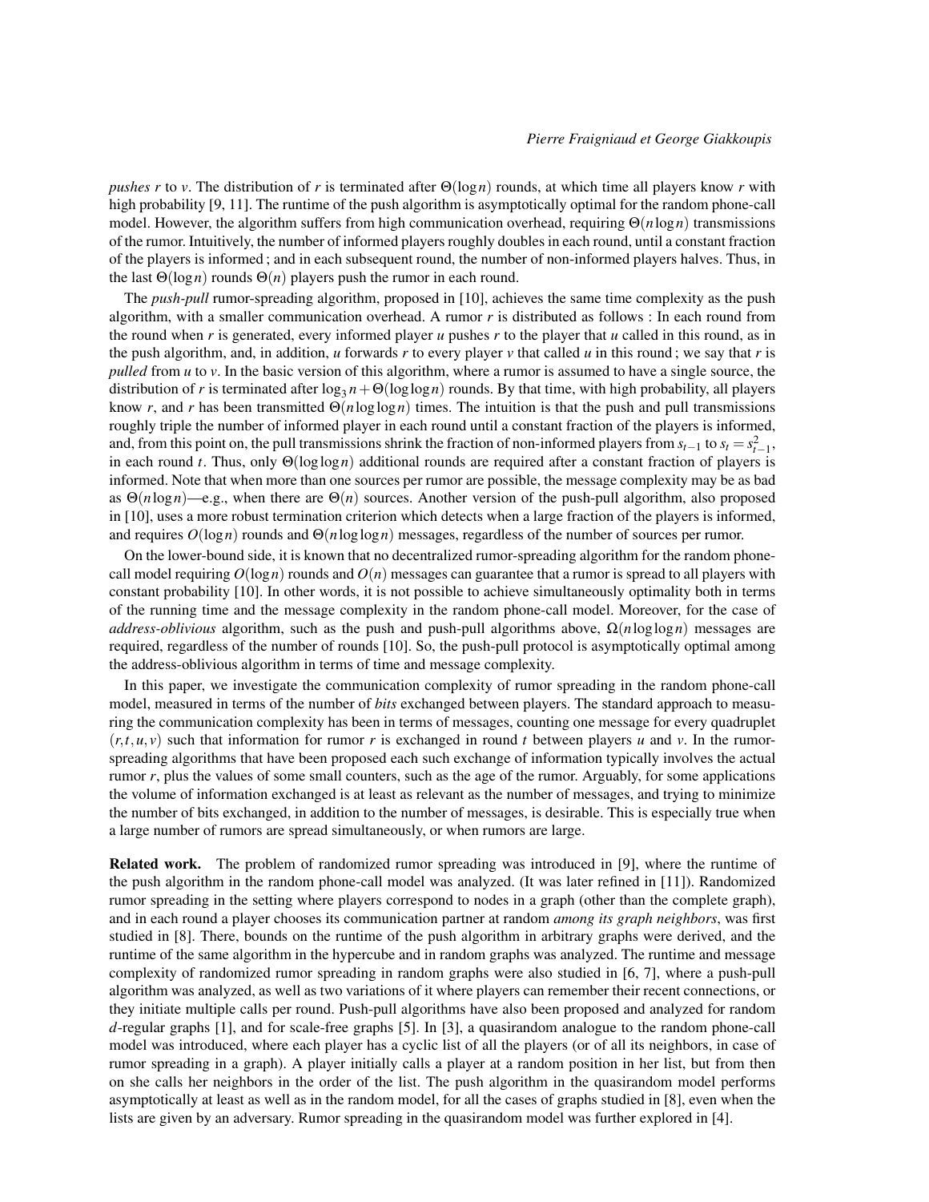*pushes* $r$ to $v$. The distribution of $r$ is terminated after $\Theta(\log n)$ rounds, at which time all players know $r$ with high probability [9, 11]. The runtime of the push algorithm is asymptotically optimal for the random phone-call model. However, the algorithm suffers from high communication overhead, requiring $\Theta(n \log n)$ transmissions of the rumor. Intuitively, the number of informed players roughly doubles in each round, until a constant fraction of the players is informed ; and in each subsequent round, the number of non-informed players halves. Thus, in the last $\Theta(\log n)$ rounds $\Theta(n)$ players push the rumor in each round.

The *push-pull* rumor-spreading algorithm, proposed in [10], achieves the same time complexity as the push algorithm, with a smaller communication overhead. A rumor $r$ is distributed as follows : In each round from the round when $r$ is generated, every informed player $u$ pushes $r$ to the player that $u$ called in this round, as in the push algorithm, and, in addition, $u$ forwards $r$ to every player $v$ that called $u$ in this round ; we say that $r$ is *pulled* from $u$ to $v$. In the basic version of this algorithm, where a rumor is assumed to have a single source, the distribution of $r$ is terminated after $\log_3 n + \Theta(\log\log n)$ rounds. By that time, with high probability, all players know $r$, and $r$ has been transmitted $\Theta(n \log\log n)$ times. The intuition is that the push and pull transmissions roughly triple the number of informed player in each round until a constant fraction of the players is informed, and, from this point on, the pull transmissions shrink the fraction of non-informed players from $s_{t-1}$ to $s_t = s_{t-1}^2$, in each round $t$. Thus, only $\Theta(\log\log n)$ additional rounds are required after a constant fraction of players is informed. Note that when more than one sources per rumor are possible, the message complexity may be as bad as $\Theta(n \log n)$—e.g., when there are $\Theta(n)$ sources. Another version of the push-pull algorithm, also proposed in [10], uses a more robust termination criterion which detects when a large fraction of the players is informed, and requires $O(\log n)$ rounds and $\Theta(n \log\log n)$ messages, regardless of the number of sources per rumor.

On the lower-bound side, it is known that no decentralized rumor-spreading algorithm for the random phone-call model requiring $O(\log n)$ rounds and $O(n)$ messages can guarantee that a rumor is spread to all players with constant probability [10]. In other words, it is not possible to achieve simultaneously optimality both in terms of the running time and the message complexity in the random phone-call model. Moreover, for the case of *address-oblivious* algorithm, such as the push and push-pull algorithms above, $\Omega(n \log\log n)$ messages are required, regardless of the number of rounds [10]. So, the push-pull protocol is asymptotically optimal among the address-oblivious algorithm in terms of time and message complexity.

In this paper, we investigate the communication complexity of rumor spreading in the random phone-call model, measured in terms of the number of *bits* exchanged between players. The standard approach to measuring the communication complexity has been in terms of messages, counting one message for every quadruplet $(r,t,u,v)$ such that information for rumor $r$ is exchanged in round $t$ between players $u$ and $v$. In the rumor-spreading algorithms that have been proposed each such exchange of information typically involves the actual rumor $r$, plus the values of some small counters, such as the age of the rumor. Arguably, for some applications the volume of information exchanged is at least as relevant as the number of messages, and trying to minimize the number of bits exchanged, in addition to the number of messages, is desirable. This is especially true when a large number of rumors are spread simultaneously, or when rumors are large.

**Related work.** The problem of randomized rumor spreading was introduced in [9], where the runtime of the push algorithm in the random phone-call model was analyzed. (It was later refined in [11]). Randomized rumor spreading in the setting where players correspond to nodes in a graph (other than the complete graph), and in each round a player chooses its communication partner at random *among its graph neighbors*, was first studied in [8]. There, bounds on the runtime of the push algorithm in arbitrary graphs were derived, and the runtime of the same algorithm in the hypercube and in random graphs was analyzed. The runtime and message complexity of randomized rumor spreading in random graphs were also studied in [6, 7], where a push-pull algorithm was analyzed, as well as two variations of it where players can remember their recent connections, or they initiate multiple calls per round. Push-pull algorithms have also been proposed and analyzed for random $d$-regular graphs [1], and for scale-free graphs [5]. In [3], a quasirandom analogue to the random phone-call model was introduced, where each player has a cyclic list of all the players (or of all its neighbors, in case of rumor spreading in a graph). A player initially calls a player at a random position in her list, but from then on she calls her neighbors in the order of the list. The push algorithm in the quasirandom model performs asymptotically at least as well as in the random model, for all the cases of graphs studied in [8], even when the lists are given by an adversary. Rumor spreading in the quasirandom model was further explored in [4].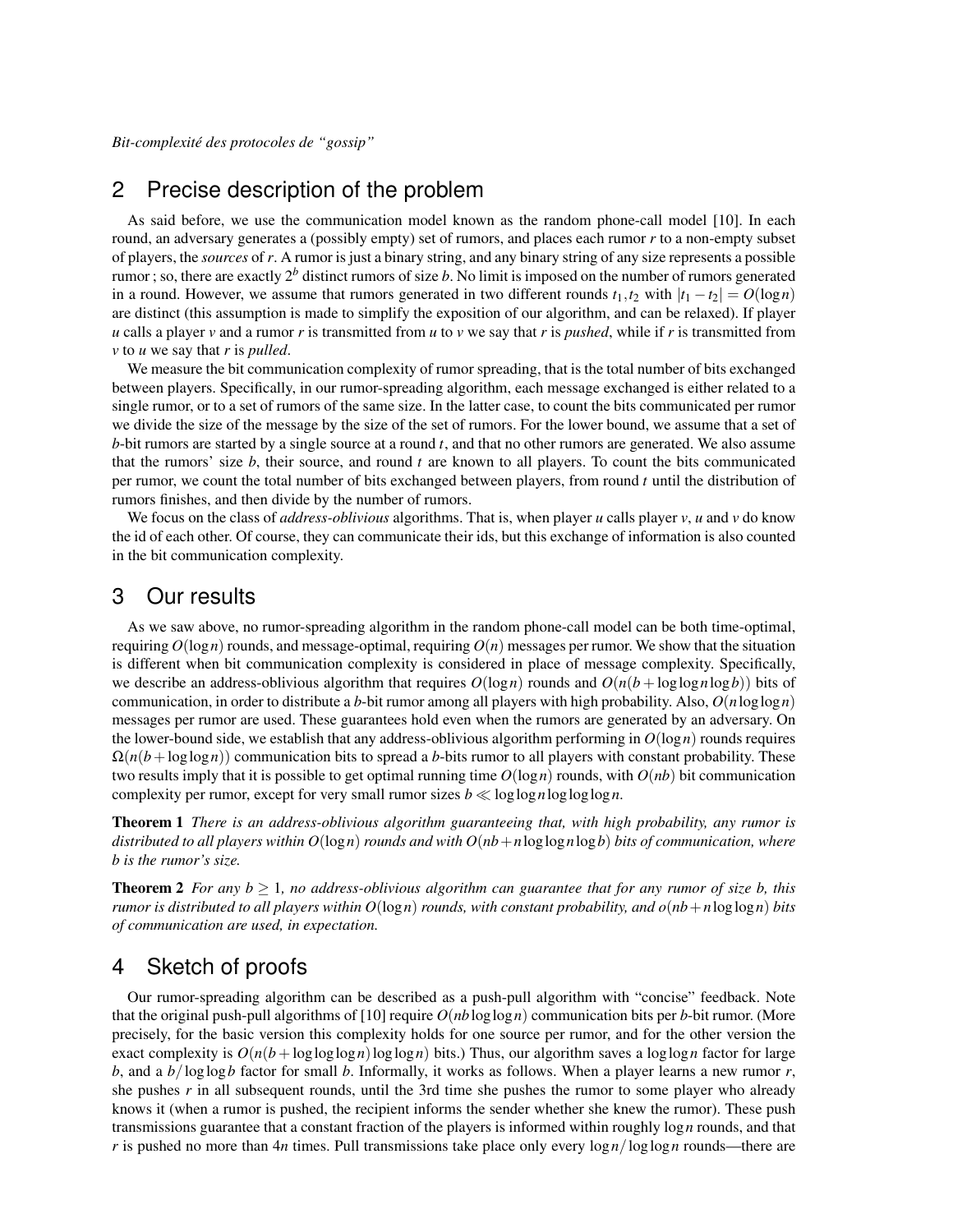## 2 Precise description of the problem

As said before, we use the communication model known as the random phone-call model [10]. In each round, an adversary generates a (possibly empty) set of rumors, and places each rumor $r$ to a non-empty subset of players, the *sources* of $r$. A rumor is just a binary string, and any binary string of any size represents a possible rumor ; so, there are exactly $2^b$ distinct rumors of size $b$. No limit is imposed on the number of rumors generated in a round. However, we assume that rumors generated in two different rounds $t_1, t_2$ with $|t_1 - t_2| = O(\log n)$ are distinct (this assumption is made to simplify the exposition of our algorithm, and can be relaxed). If player $u$ calls a player $v$ and a rumor $r$ is transmitted from $u$ to $v$ we say that $r$ is *pushed*, while if $r$ is transmitted from $v$ to $u$ we say that $r$ is *pulled*.

We measure the bit communication complexity of rumor spreading, that is the total number of bits exchanged between players. Specifically, in our rumor-spreading algorithm, each message exchanged is either related to a single rumor, or to a set of rumors of the same size. In the latter case, to count the bits communicated per rumor we divide the size of the message by the size of the set of rumors. For the lower bound, we assume that a set of $b$-bit rumors are started by a single source at a round $t$, and that no other rumors are generated. We also assume that the rumors' size $b$, their source, and round $t$ are known to all players. To count the bits communicated per rumor, we count the total number of bits exchanged between players, from round $t$ until the distribution of rumors finishes, and then divide by the number of rumors.

We focus on the class of *address-oblivious* algorithms. That is, when player $u$ calls player $v$, $u$ and $v$ do know the id of each other. Of course, they can communicate their ids, but this exchange of information is also counted in the bit communication complexity.

## 3 Our results

As we saw above, no rumor-spreading algorithm in the random phone-call model can be both time-optimal, requiring $O(\log n)$ rounds, and message-optimal, requiring $O(n)$ messages per rumor. We show that the situation is different when bit communication complexity is considered in place of message complexity. Specifically, we describe an address-oblivious algorithm that requires $O(\log n)$ rounds and $O(n(b + \log\log n \log b))$ bits of communication, in order to distribute a $b$-bit rumor among all players with high probability. Also, $O(n \log\log n)$ messages per rumor are used. These guarantees hold even when the rumors are generated by an adversary. On the lower-bound side, we establish that any address-oblivious algorithm performing in $O(\log n)$ rounds requires $\Omega(n(b + \log\log n))$ communication bits to spread a $b$-bits rumor to all players with constant probability. These two results imply that it is possible to get optimal running time $O(\log n)$ rounds, with $O(nb)$ bit communication complexity per rumor, except for very small rumor sizes $b \ll \log\log n \log\log\log n$.

**Theorem 1** *There is an address-oblivious algorithm guaranteeing that, with high probability, any rumor is distributed to all players within $O(\log n)$ rounds and with $O(nb + n \log\log n \log b)$ bits of communication, where $b$ is the rumor's size.*

**Theorem 2** *For any $b \geq 1$, no address-oblivious algorithm can guarantee that for any rumor of size b, this rumor is distributed to all players within $O(\log n)$ rounds, with constant probability, and $o(nb + n \log\log n)$ bits of communication are used, in expectation.*

## 4 Sketch of proofs

Our rumor-spreading algorithm can be described as a push-pull algorithm with "concise" feedback. Note that the original push-pull algorithms of [10] require $O(nb \log\log n)$ communication bits per $b$-bit rumor. (More precisely, for the basic version this complexity holds for one source per rumor, and for the other version the exact complexity is $O(n(b + \log\log\log n) \log\log n)$ bits.) Thus, our algorithm saves a $\log\log n$ factor for large $b$, and a $b/\log\log b$ factor for small $b$. Informally, it works as follows. When a player learns a new rumor $r$, she pushes $r$ in all subsequent rounds, until the 3rd time she pushes the rumor to some player who already knows it (when a rumor is pushed, the recipient informs the sender whether she knew the rumor). These push transmissions guarantee that a constant fraction of the players is informed within roughly $\log n$ rounds, and that $r$ is pushed no more than $4n$ times. Pull transmissions take place only every $\log n / \log\log n$ rounds—there are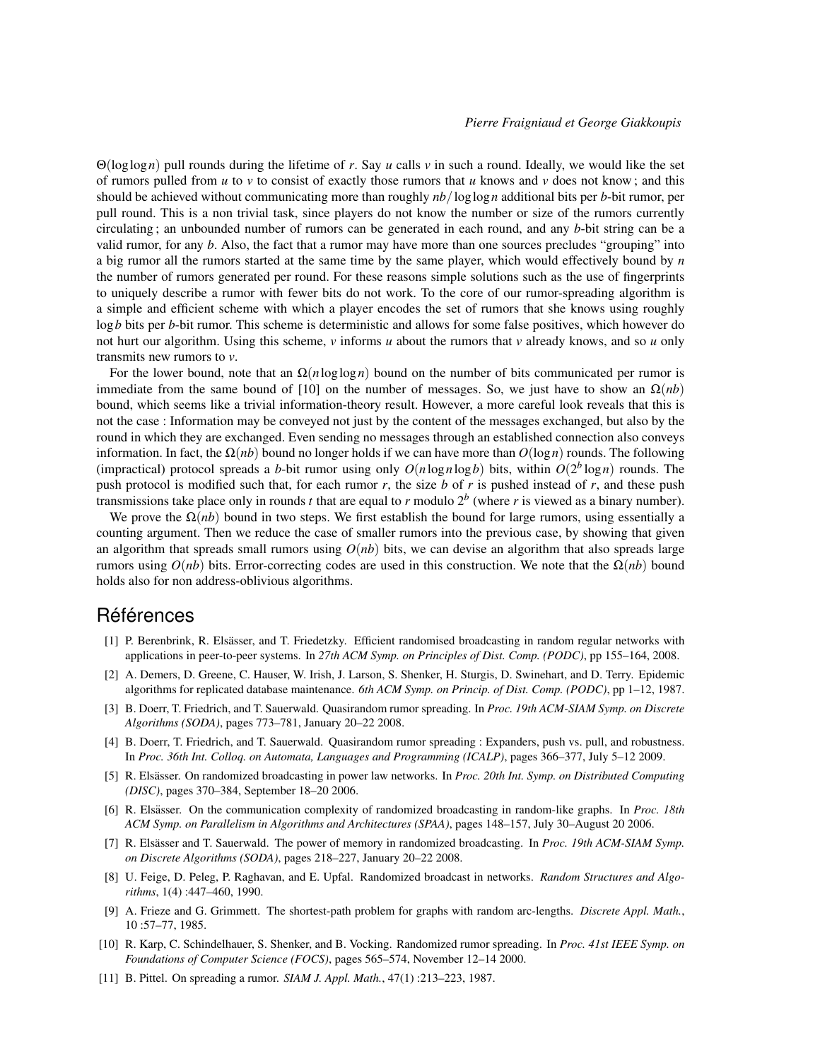$\Theta(\log\log n)$ pull rounds during the lifetime of $r$. Say $u$ calls $v$ in such a round. Ideally, we would like the set of rumors pulled from $u$ to $v$ to consist of exactly those rumors that $u$ knows and $v$ does not know ; and this should be achieved without communicating more than roughly $nb/\log\log n$ additional bits per $b$-bit rumor, per pull round. This is a non trivial task, since players do not know the number or size of the rumors currently circulating ; an unbounded number of rumors can be generated in each round, and any $b$-bit string can be a valid rumor, for any $b$. Also, the fact that a rumor may have more than one sources precludes "grouping" into a big rumor all the rumors started at the same time by the same player, which would effectively bound by $n$ the number of rumors generated per round. For these reasons simple solutions such as the use of fingerprints to uniquely describe a rumor with fewer bits do not work. To the core of our rumor-spreading algorithm is a simple and efficient scheme with which a player encodes the set of rumors that she knows using roughly $\log b$ bits per $b$-bit rumor. This scheme is deterministic and allows for some false positives, which however do not hurt our algorithm. Using this scheme, $v$ informs $u$ about the rumors that $v$ already knows, and so $u$ only transmits new rumors to $v$.

For the lower bound, note that an $\Omega(n\log\log n)$ bound on the number of bits communicated per rumor is immediate from the same bound of [10] on the number of messages. So, we just have to show an $\Omega(nb)$ bound, which seems like a trivial information-theory result. However, a more careful look reveals that this is not the case : Information may be conveyed not just by the content of the messages exchanged, but also by the round in which they are exchanged. Even sending no messages through an established connection also conveys information. In fact, the $\Omega(nb)$ bound no longer holds if we can have more than $O(\log n)$ rounds. The following (impractical) protocol spreads a $b$-bit rumor using only $O(n\log n\log b)$ bits, within $O(2^b\log n)$ rounds. The push protocol is modified such that, for each rumor $r$, the size $b$ of $r$ is pushed instead of $r$, and these push transmissions take place only in rounds $t$ that are equal to $r$ modulo $2^b$ (where $r$ is viewed as a binary number).

We prove the $\Omega(nb)$ bound in two steps. We first establish the bound for large rumors, using essentially a counting argument. Then we reduce the case of smaller rumors into the previous case, by showing that given an algorithm that spreads small rumors using $O(nb)$ bits, we can devise an algorithm that also spreads large rumors using $O(nb)$ bits. Error-correcting codes are used in this construction. We note that the $\Omega(nb)$ bound holds also for non address-oblivious algorithms.

## Références

[1] P. Berenbrink, R. Elsässer, and T. Friedetzky. Efficient randomised broadcasting in random regular networks with applications in peer-to-peer systems. In *27th ACM Symp. on Principles of Dist. Comp. (PODC)*, pp 155–164, 2008.

[2] A. Demers, D. Greene, C. Hauser, W. Irish, J. Larson, S. Shenker, H. Sturgis, D. Swinehart, and D. Terry. Epidemic algorithms for replicated database maintenance. *6th ACM Symp. on Princip. of Dist. Comp. (PODC)*, pp 1–12, 1987.

[3] B. Doerr, T. Friedrich, and T. Sauerwald. Quasirandom rumor spreading. In *Proc. 19th ACM-SIAM Symp. on Discrete Algorithms (SODA)*, pages 773–781, January 20–22 2008.

[4] B. Doerr, T. Friedrich, and T. Sauerwald. Quasirandom rumor spreading : Expanders, push vs. pull, and robustness. In *Proc. 36th Int. Colloq. on Automata, Languages and Programming (ICALP)*, pages 366–377, July 5–12 2009.

[5] R. Elsässer. On randomized broadcasting in power law networks. In *Proc. 20th Int. Symp. on Distributed Computing (DISC)*, pages 370–384, September 18–20 2006.

[6] R. Elsässer. On the communication complexity of randomized broadcasting in random-like graphs. In *Proc. 18th ACM Symp. on Parallelism in Algorithms and Architectures (SPAA)*, pages 148–157, July 30–August 20 2006.

[7] R. Elsässer and T. Sauerwald. The power of memory in randomized broadcasting. In *Proc. 19th ACM-SIAM Symp. on Discrete Algorithms (SODA)*, pages 218–227, January 20–22 2008.

[8] U. Feige, D. Peleg, P. Raghavan, and E. Upfal. Randomized broadcast in networks. *Random Structures and Algorithms*, 1(4) :447–460, 1990.

[9] A. Frieze and G. Grimmett. The shortest-path problem for graphs with random arc-lengths. *Discrete Appl. Math.*, 10 :57–77, 1985.

[10] R. Karp, C. Schindelhauer, S. Shenker, and B. Vocking. Randomized rumor spreading. In *Proc. 41st IEEE Symp. on Foundations of Computer Science (FOCS)*, pages 565–574, November 12–14 2000.

[11] B. Pittel. On spreading a rumor. *SIAM J. Appl. Math.*, 47(1) :213–223, 1987.